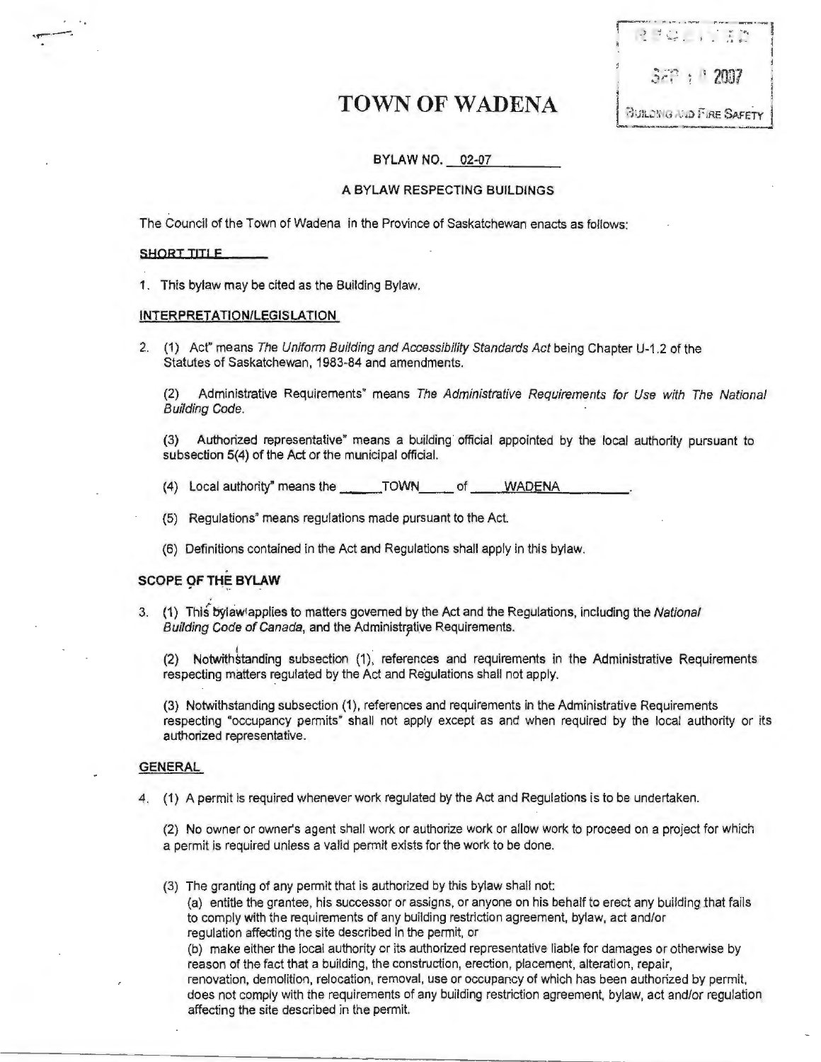# TOWN OF WADENA

RECEIVED
SEP 1 2007
BUILDING AND FIRE SAFETY

BYLAW NO. 02-07

A BYLAW RESPECTING BUILDINGS

The Council of the Town of Wadena in the Province of Saskatchewan enacts as follows:

## SHORT TITLE

1. This bylaw may be cited as the Building Bylaw.

## INTERPRETATION/LEGISLATION

2. (1) Act" means *The Uniform Building and Accessibility Standards Act* being Chapter U-1.2 of the Statutes of Saskatchewan, 1983-84 and amendments.

   (2) Administrative Requirements" means *The Administrative Requirements for Use with The National Building Code.*

   (3) Authorized representative" means a building official appointed by the local authority pursuant to subsection 5(4) of the Act or the municipal official.

   (4) Local authority" means the TOWN of WADENA.

   (5) Regulations" means regulations made pursuant to the Act.

   (6) Definitions contained in the Act and Regulations shall apply in this bylaw.

## SCOPE OF THE BYLAW

3. (1) This bylaw applies to matters governed by the Act and the Regulations, including the *National Building Code of Canada*, and the Administrative Requirements.

   (2) Notwithstanding subsection (1), references and requirements in the Administrative Requirements respecting matters regulated by the Act and Regulations shall not apply.

   (3) Notwithstanding subsection (1), references and requirements in the Administrative Requirements respecting "occupancy permits" shall not apply except as and when required by the local authority or its authorized representative.

## GENERAL

4. (1) A permit is required whenever work regulated by the Act and Regulations is to be undertaken.

   (2) No owner or owner's agent shall work or authorize work or allow work to proceed on a project for which a permit is required unless a valid permit exists for the work to be done.

   (3) The granting of any permit that is authorized by this bylaw shall not:
   (a) entitle the grantee, his successor or assigns, or anyone on his behalf to erect any building that fails to comply with the requirements of any building restriction agreement, bylaw, act and/or regulation affecting the site described in the permit, or
   (b) make either the local authority or its authorized representative liable for damages or otherwise by reason of the fact that a building, the construction, erection, placement, alteration, repair, renovation, demolition, relocation, removal, use or occupancy of which has been authorized by permit, does not comply with the requirements of any building restriction agreement, bylaw, act and/or regulation affecting the site described in the permit.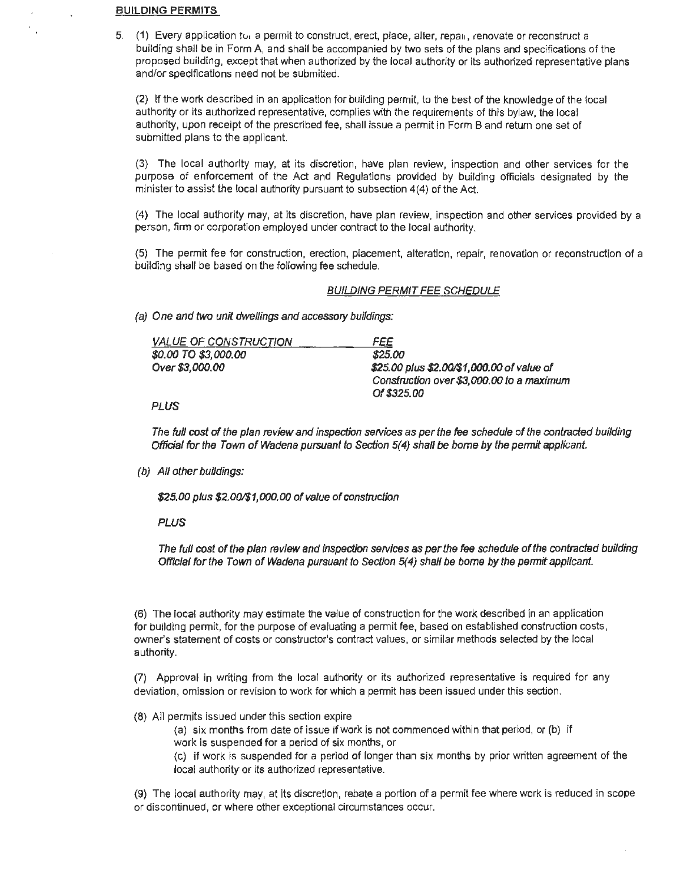**BUILDING PERMITS**

5. (1) Every application for a permit to construct, erect, place, alter, repair, renovate or reconstruct a building shall be in Form A, and shall be accompanied by two sets of the plans and specifications of the proposed building, except that when authorized by the local authority or its authorized representative plans and/or specifications need not be submitted.

(2) If the work described in an application for building permit, to the best of the knowledge of the local authority or its authorized representative, complies with the requirements of this bylaw, the local authority, upon receipt of the prescribed fee, shall issue a permit in Form B and return one set of submitted plans to the applicant.

(3) The local authority may, at its discretion, have plan review, inspection and other services for the purpose of enforcement of the Act and Regulations provided by building officials designated by the minister to assist the local authority pursuant to subsection 4(4) of the Act.

(4) The local authority may, at its discretion, have plan review, inspection and other services provided by a person, firm or corporation employed under contract to the local authority.

(5) The permit fee for construction, erection, placement, alteration, repair, renovation or reconstruction of a building shall be based on the following fee schedule.

*BUILDING PERMIT FEE SCHEDULE*

*(a) One and two unit dwellings and accessory buildings:*

| *VALUE OF CONSTRUCTION* | *FEE* |
|---|---|
| *$0.00 TO $3,000.00* | *$25.00* |
| *Over $3,000.00* | *$25.00 plus $2.00/$1,000.00 of value of Construction over $3,000.00 to a maximum Of $325.00* |

*PLUS*

*The full cost of the plan review and inspection services as per the fee schedule of the contracted building Official for the Town of Wadena pursuant to Section 5(4) shall be borne by the permit applicant.*

*(b) All other buildings:*

*$25.00 plus $2.00/$1,000.00 of value of construction*

*PLUS*

*The full cost of the plan review and inspection services as per the fee schedule of the contracted building Official for the Town of Wadena pursuant to Section 5(4) shall be borne by the permit applicant.*

(6) The local authority may estimate the value of construction for the work described in an application for building permit, for the purpose of evaluating a permit fee, based on established construction costs, owner's statement of costs or constructor's contract values, or similar methods selected by the local authority.

(7) Approval in writing from the local authority or its authorized representative is required for any deviation, omission or revision to work for which a permit has been issued under this section.

(8) All permits issued under this section expire

(a) six months from date of issue if work is not commenced within that period, or (b) if work is suspended for a period of six months, or

(c) if work is suspended for a period of longer than six months by prior written agreement of the local authority or its authorized representative.

(9) The local authority may, at its discretion, rebate a portion of a permit fee where work is reduced in scope or discontinued, or where other exceptional circumstances occur.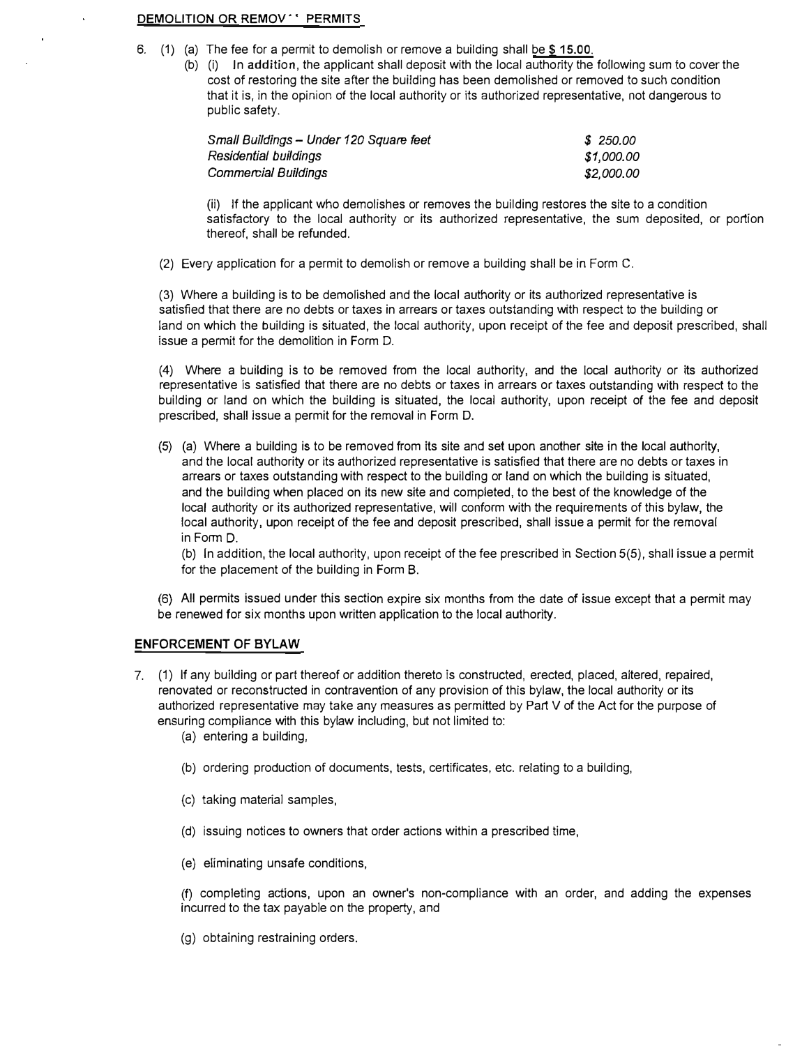## DEMOLITION OR REMOV** PERMITS

6. (1) (a) The fee for a permit to demolish or remove a building shall be **$ 15.00.**

   (b) (i) **In addition**, the applicant shall deposit with the local authority the following sum to cover the cost of restoring the site after the building has been demolished or removed to such condition that it is, in the opinion of the local authority or its authorized representative, not dangerous to public safety.

| | |
|---|---|
| *Small Buildings – Under 120 Square feet* | *$ 250.00* |
| *Residential buildings* | *$1,000.00* |
| *Commercial Buildings* | *$2,000.00* |

   (ii) If the applicant who demolishes or removes the building restores the site to a condition satisfactory to the local authority or its authorized representative, the sum deposited, or portion thereof, shall be refunded.

(2) Every application for a permit to demolish or remove a building shall be in Form C.

(3) Where a building is to be demolished and the local authority or its authorized representative is satisfied that there are no debts or taxes in arrears or taxes outstanding with respect to the building or land on which the building is situated, the local authority, upon receipt of the fee and deposit prescribed, shall issue a permit for the demolition in Form D.

(4) Where a building is to be removed from the local authority, and the local authority or its authorized representative is satisfied that there are no debts or taxes in arrears or taxes outstanding with respect to the building or land on which the building is situated, the local authority, upon receipt of the fee and deposit prescribed, shall issue a permit for the removal in Form D.

(5) (a) Where a building is to be removed from its site and set upon another site in the local authority, and the local authority or its authorized representative is satisfied that there are no debts or taxes in arrears or taxes outstanding with respect to the building or land on which the building is situated, and the building when placed on its new site and completed, to the best of the knowledge of the local authority or its authorized representative, will conform with the requirements of this bylaw, the local authority, upon receipt of the fee and deposit prescribed, shall issue a permit for the removal in Form D.

(b) In addition, the local authority, upon receipt of the fee prescribed in Section 5(5), shall issue a permit for the placement of the building in Form B.

(6) All permits issued under this section expire six months from the date of issue except that a permit may be renewed for six months upon written application to the local authority.

## ENFORCEMENT OF BYLAW

7. (1) If any building or part thereof or addition thereto is constructed, erected, placed, altered, repaired, renovated or reconstructed in contravention of any provision of this bylaw, the local authority or its authorized representative may take any measures as permitted by Part V of the Act for the purpose of ensuring compliance with this bylaw including, but not limited to:

   (a) entering a building,

   (b) ordering production of documents, tests, certificates, etc. relating to a building,

   (c) taking material samples,

   (d) issuing notices to owners that order actions within a prescribed time,

   (e) eliminating unsafe conditions,

   (f) completing actions, upon an owner's non-compliance with an order, and adding the expenses incurred to the tax payable on the property, and

   (g) obtaining restraining orders.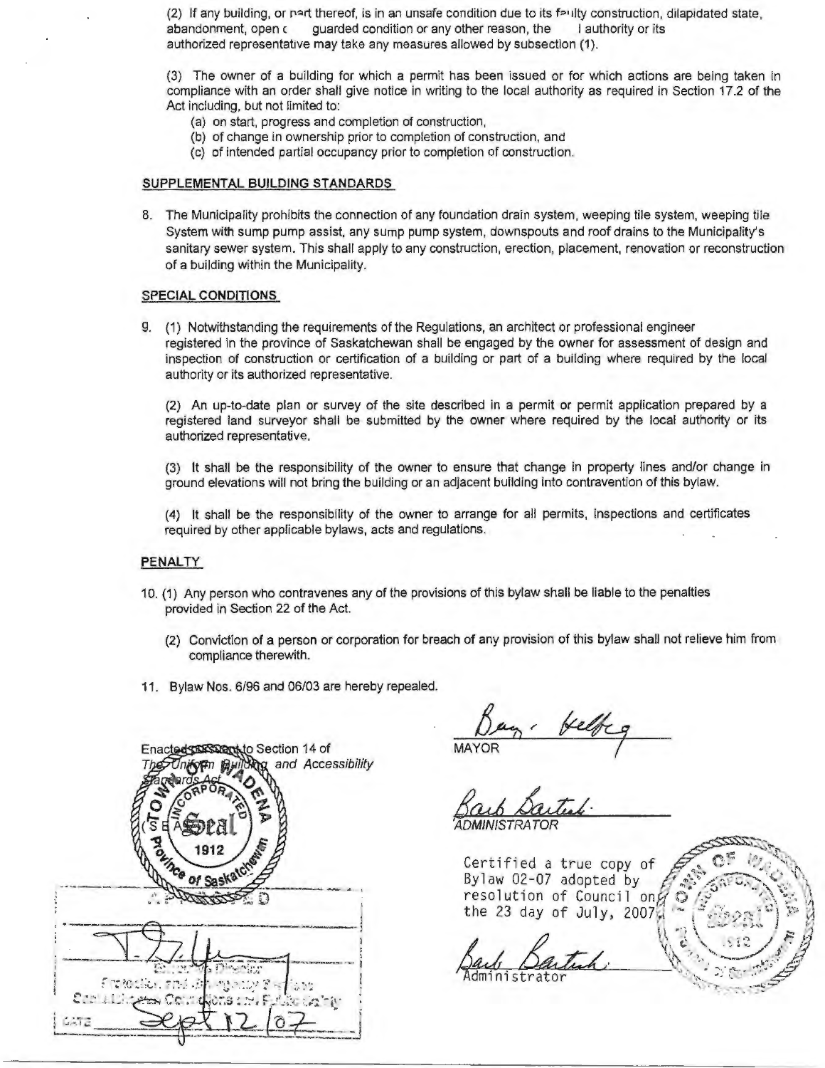(2) If any building, or part thereof, is in an unsafe condition due to its faulty construction, dilapidated state, abandonment, open or unguarded condition or any other reason, the local authority or its authorized representative may take any measures allowed by subsection (1).

(3) The owner of a building for which a permit has been issued or for which actions are being taken in compliance with an order shall give notice in writing to the local authority as required in Section 17.2 of the Act including, but not limited to:

(a) on start, progress and completion of construction,
(b) of change in ownership prior to completion of construction, and
(c) of intended partial occupancy prior to completion of construction.

## SUPPLEMENTAL BUILDING STANDARDS

8. The Municipality prohibits the connection of any foundation drain system, weeping tile system, weeping tile System with sump pump assist, any sump pump system, downspouts and roof drains to the Municipality's sanitary sewer system. This shall apply to any construction, erection, placement, renovation or reconstruction of a building within the Municipality.

## SPECIAL CONDITIONS

9. (1) Notwithstanding the requirements of the Regulations, an architect or professional engineer registered in the province of Saskatchewan shall be engaged by the owner for assessment of design and inspection of construction or certification of a building or part of a building where required by the local authority or its authorized representative.

(2) An up-to-date plan or survey of the site described in a permit or permit application prepared by a registered land surveyor shall be submitted by the owner where required by the local authority or its authorized representative.

(3) It shall be the responsibility of the owner to ensure that change in property lines and/or change in ground elevations will not bring the building or an adjacent building into contravention of this bylaw.

(4) It shall be the responsibility of the owner to arrange for all permits, inspections and certificates required by other applicable bylaws, acts and regulations.

## PENALTY

10. (1) Any person who contravenes any of the provisions of this bylaw shall be liable to the penalties provided in Section 22 of the Act.

(2) Conviction of a person or corporation for breach of any provision of this bylaw shall not relieve him from compliance therewith.

11. Bylaw Nos. 6/96 and 06/03 are hereby repealed.

Enacted pursuant to Section 14 of *The Uniform Building and Accessibility Standards Act*

(SEAL) Town of Wadena, Incorporated 1912, Province of Saskatchewan

MAYOR

ADMINISTRATOR

APPROVED

Executive Director
Protection and Emergency Services
Saskatchewan Corrections and Public Safety

DATE Sept 12/07

Certified a true copy of Bylaw 02-07 adopted by resolution of Council on the 23 day of July, 2007

Administrator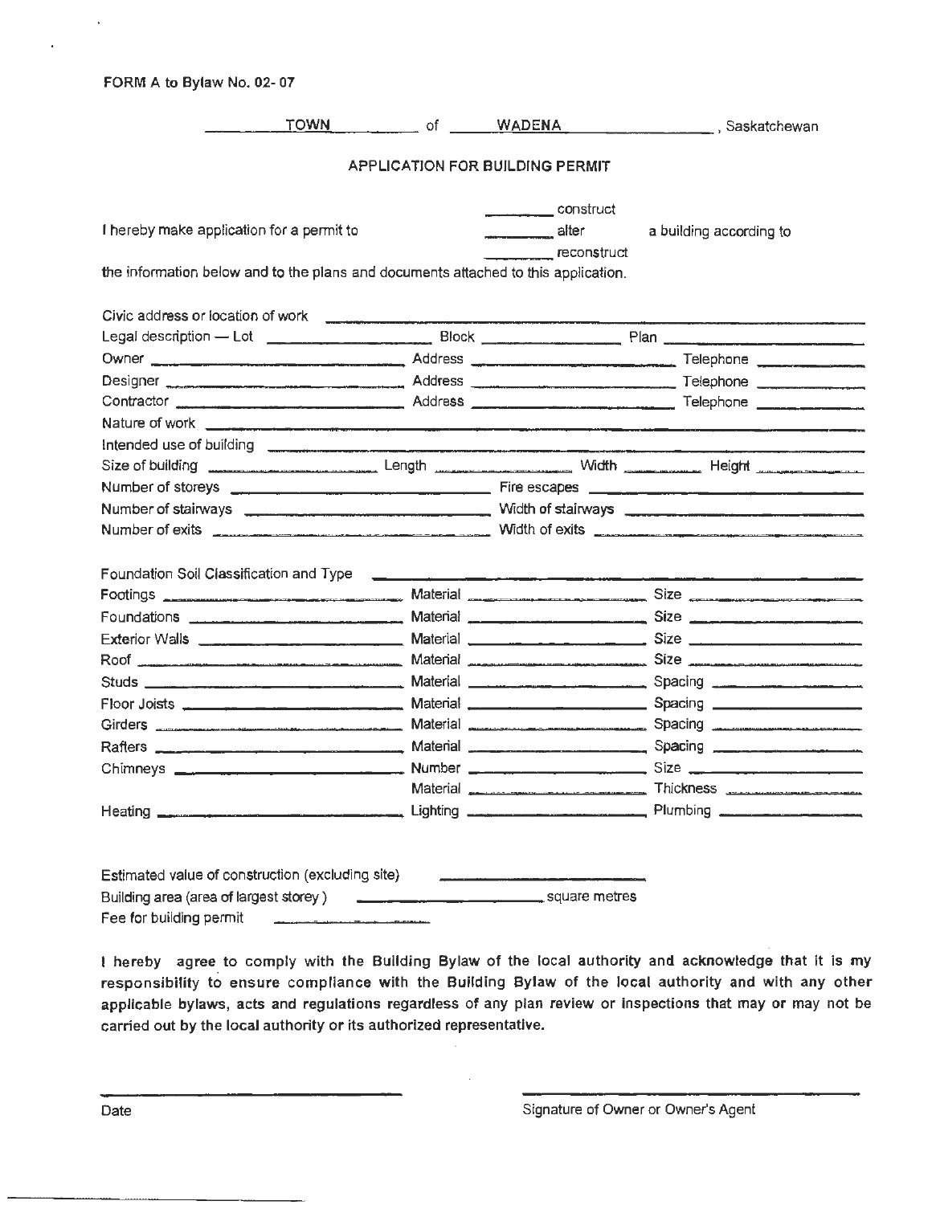FORM A to Bylaw No. 02- 07

TOWN of WADENA, Saskatchewan

## APPLICATION FOR BUILDING PERMIT

I hereby make application for a permit to

_________ construct
_________ alter
_________ reconstruct

a building according to the information below and to the plans and documents attached to this application.

Civic address or location of work ____________________________________________

Legal description — Lot ______________ Block ______________ Plan ______________

Owner ______________ Address ______________ Telephone ______________

Designer ______________ Address ______________ Telephone ______________

Contractor ______________ Address ______________ Telephone ______________

Nature of work ____________________________________________

Intended use of building ____________________________________________

Size of building ______________ Length ______________ Width ______________ Height ______________

Number of storeys ______________ Fire escapes ______________

Number of stairways ______________ Width of stairways ______________

Number of exits ______________ Width of exits ______________

Foundation Soil Classification and Type ____________________________________________

Footings ______________ Material ______________ Size ______________

Foundations ______________ Material ______________ Size ______________

Exterior Walls ______________ Material ______________ Size ______________

Roof ______________ Material ______________ Size ______________

Studs ______________ Material ______________ Spacing ______________

Floor Joists ______________ Material ______________ Spacing ______________

Girders ______________ Material ______________ Spacing ______________

Rafters ______________ Material ______________ Spacing ______________

Chimneys ______________ Number ______________ Size ______________

Material ______________ Thickness ______________

Heating ______________ Lighting ______________ Plumbing ______________

Estimated value of construction (excluding site) ______________

Building area (area of largest storey) ______________ square metres

Fee for building permit ______________

**I hereby agree to comply with the Building Bylaw of the local authority and acknowledge that it is my responsibility to ensure compliance with the Building Bylaw of the local authority and with any other applicable bylaws, acts and regulations regardless of any plan review or inspections that may or may not be carried out by the local authority or its authorized representative.**

______________________________
Date

______________________________
Signature of Owner or Owner's Agent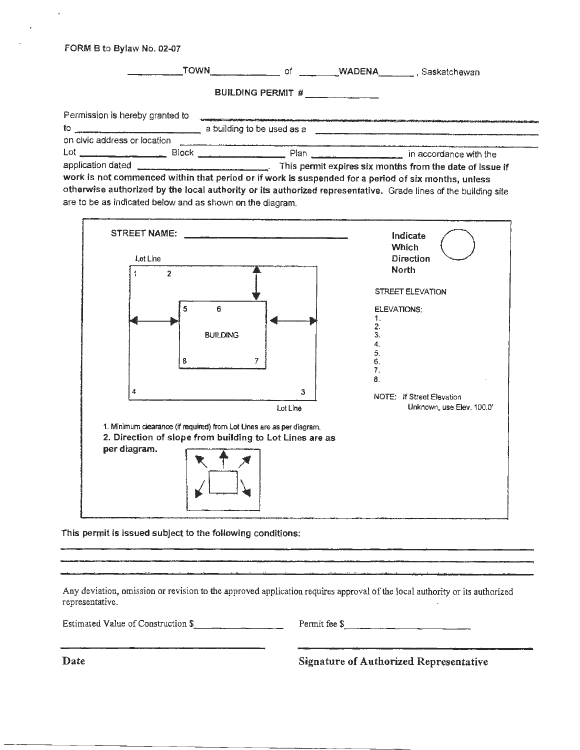FORM B to Bylaw No. 02-07

\_\_\_\_\_\_\_\_\_\_TOWN\_\_\_\_\_\_\_\_\_\_ of \_\_\_\_\_\_\_WADENA\_\_\_\_\_\_\_, Saskatchewan

BUILDING PERMIT # \_\_\_\_\_\_\_\_\_\_\_\_

Permission is hereby granted to \_\_\_\_\_\_\_\_\_\_\_\_\_\_\_\_\_\_\_\_\_\_\_\_\_\_\_\_\_\_\_\_\_\_\_\_\_\_\_\_\_\_\_\_

to \_\_\_\_\_\_\_\_\_\_\_\_\_\_\_\_\_\_\_\_ a building to be used as a \_\_\_\_\_\_\_\_\_\_\_\_\_\_\_\_\_\_\_\_\_\_\_\_\_\_\_\_

on civic address or location \_\_\_\_\_\_\_\_\_\_\_\_\_\_\_\_\_\_\_\_\_\_\_\_\_\_\_\_\_\_\_\_\_\_\_\_\_\_\_\_\_\_\_\_\_\_\_

Lot \_\_\_\_\_\_\_\_\_\_\_\_\_\_ Block \_\_\_\_\_\_\_\_\_\_\_\_\_\_ Plan \_\_\_\_\_\_\_\_\_\_\_\_\_\_ in accordance with the application dated \_\_\_\_\_\_\_\_\_\_\_\_\_\_\_\_\_\_\_\_. **This permit expires six months from the date of issue if work is not commenced within that period or if work is suspended for a period of six months, unless otherwise authorized by the local authority or its authorized representative.** Grade lines of the building site are to be as indicated below and as shown on the diagram.

**STREET NAME:** \_\_\_\_\_\_\_\_\_\_\_\_\_\_\_\_\_\_\_\_\_\_\_\_\_\_

**Indicate Which Direction North**

Lot Line

1 2

5 6

BUILDING

8 7

4 3

Lot Line

STREET ELEVATION

ELEVATIONS:
1.
2.
3.
4.
5.
6.
7.
8.

NOTE: If Street Elevation Unknown, use Elev. 100.0'

1. Minimum clearance (if required) from Lot Lines are as per diagram.
2. **Direction of slope from building to Lot Lines are as per diagram.**

**This permit is issued subject to the following conditions:**

\_\_\_\_\_\_\_\_\_\_\_\_\_\_\_\_\_\_\_\_\_\_\_\_\_\_\_\_\_\_\_\_\_\_\_\_\_\_\_\_\_\_\_\_\_\_\_\_\_\_\_\_\_\_\_\_\_\_\_\_\_\_\_\_\_\_\_\_

\_\_\_\_\_\_\_\_\_\_\_\_\_\_\_\_\_\_\_\_\_\_\_\_\_\_\_\_\_\_\_\_\_\_\_\_\_\_\_\_\_\_\_\_\_\_\_\_\_\_\_\_\_\_\_\_\_\_\_\_\_\_\_\_\_\_\_\_

\_\_\_\_\_\_\_\_\_\_\_\_\_\_\_\_\_\_\_\_\_\_\_\_\_\_\_\_\_\_\_\_\_\_\_\_\_\_\_\_\_\_\_\_\_\_\_\_\_\_\_\_\_\_\_\_\_\_\_\_\_\_\_\_\_\_\_\_

Any deviation, omission or revision to the approved application requires approval of the local authority or its authorized representative.

Estimated Value of Construction $\_\_\_\_\_\_\_\_\_\_\_\_\_\_ Permit fee $\_\_\_\_\_\_\_\_\_\_\_\_\_\_\_\_\_\_

\_\_\_\_\_\_\_\_\_\_\_\_\_\_\_\_\_\_\_\_\_\_\_\_\_\_ \_\_\_\_\_\_\_\_\_\_\_\_\_\_\_\_\_\_\_\_\_\_\_\_\_\_\_\_\_\_\_\_

**Date** **Signature of Authorized Representative**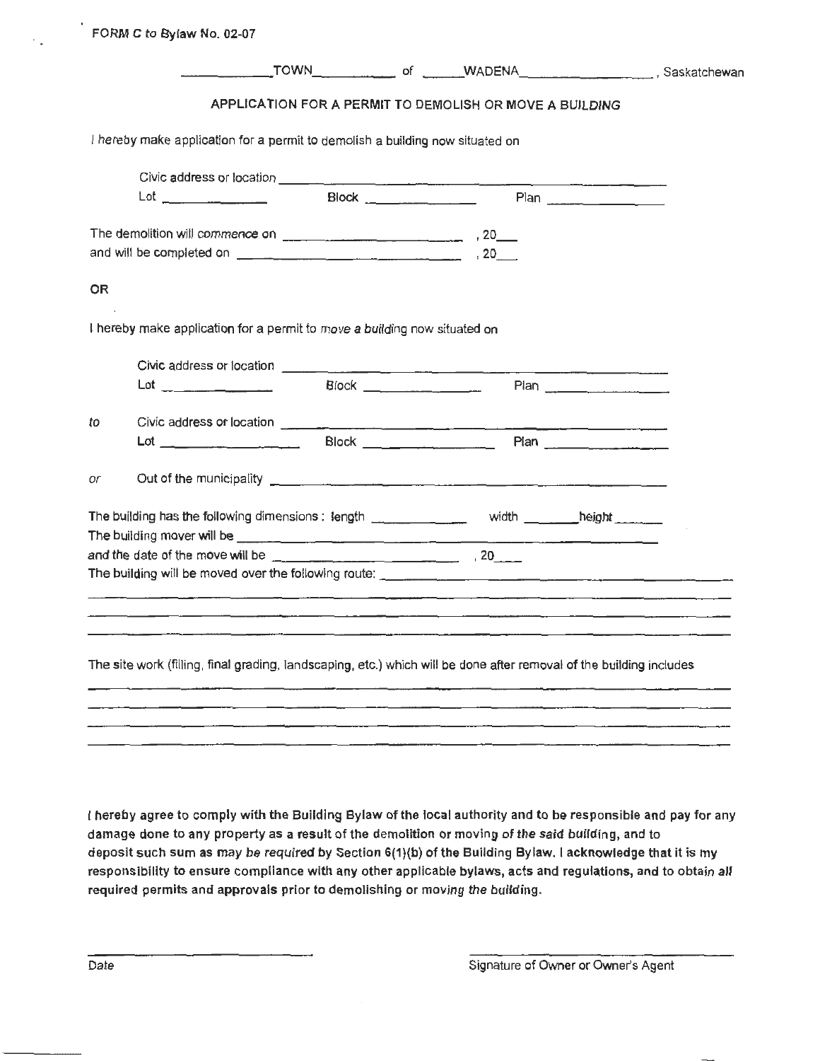FORM C to Bylaw No. 02-07

______________TOWN____________ of ______WADENA____________________, Saskatchewan

## APPLICATION FOR A PERMIT TO DEMOLISH OR MOVE A BUILDING

I hereby make application for a permit to demolish a building now situated on

Civic address or location ______________________________________________

Lot ______________ Block ______________ Plan ______________

The demolition will commence on ________________________ , 20___
and will be completed on ____________________________ , 20___

**OR**

I hereby make application for a permit to *move a building* now situated on

Civic address or location ______________________________________________

Lot ______________ Block ______________ Plan ______________

*to* Civic address or location ______________________________________________

Lot ______________ Block ______________ Plan ______________

*or* Out of the municipality ______________________________________________

The building has the following dimensions : length ____________ width ________height _______
The building mover will be ______________________________________________
and the date of the move will be ________________________ , 20___
The building will be moved over the following route: ______________________________________________

______________________________________________________________________________

______________________________________________________________________________

______________________________________________________________________________

The site work (filling, final grading, landscaping, etc.) which will be done after removal of the building includes

______________________________________________________________________________

______________________________________________________________________________

______________________________________________________________________________

______________________________________________________________________________

**I hereby agree to comply with the Building Bylaw of the local authority and to be responsible and pay for any damage done to any property as a result of the demolition or moving of the said building, and to deposit such sum as may be required by Section 6(1)(b) of the Building Bylaw. I acknowledge that it is my responsibility to ensure compliance with any other applicable bylaws, acts and regulations, and to obtain all required permits and approvals prior to demolishing or moving the building.**

______________________ ______________________
Date Signature of Owner or Owner's Agent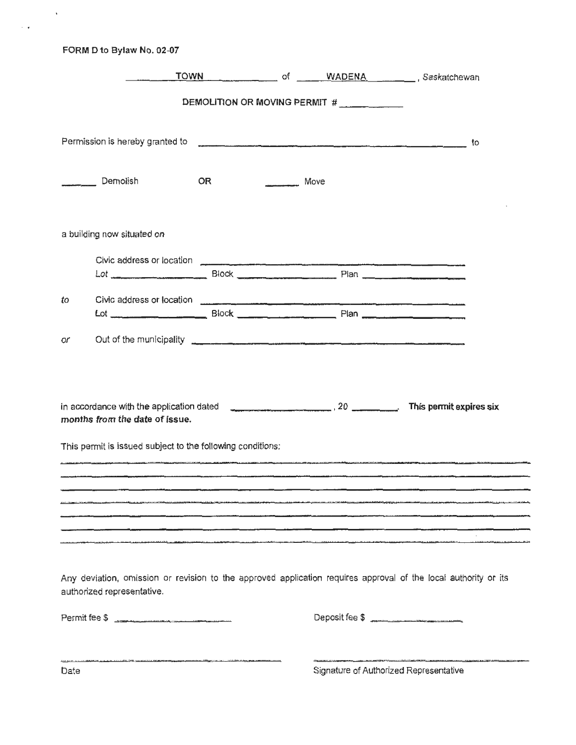FORM D to Bylaw No. 02-07

TOWN of WADENA, Saskatchewan

DEMOLITION OR MOVING PERMIT # ____________

Permission is hereby granted to ______________________________________________ to

_______ Demolish OR _______ Move

a building now situated on

Civic address or location ______________________________________________

Lot ____________________ Block ____________________ Plan ____________________

*to* Civic address or location ______________________________________________

Lot ____________________ Block ____________________ Plan ____________________

*or* Out of the municipality ______________________________________________

in accordance with the application dated ____________________, 20 _________. **This permit expires six *months from the date of issue.***

This permit is issued subject to the following conditions:

________________________________________________________________________________

________________________________________________________________________________

________________________________________________________________________________

________________________________________________________________________________

________________________________________________________________________________

________________________________________________________________________________

Any deviation, omission or revision to the approved application requires approval of the local authority or its authorized representative.

Permit fee $ ____________________ Deposit fee $ ____________________

________________________________ ________________________________

Date Signature of Authorized Representative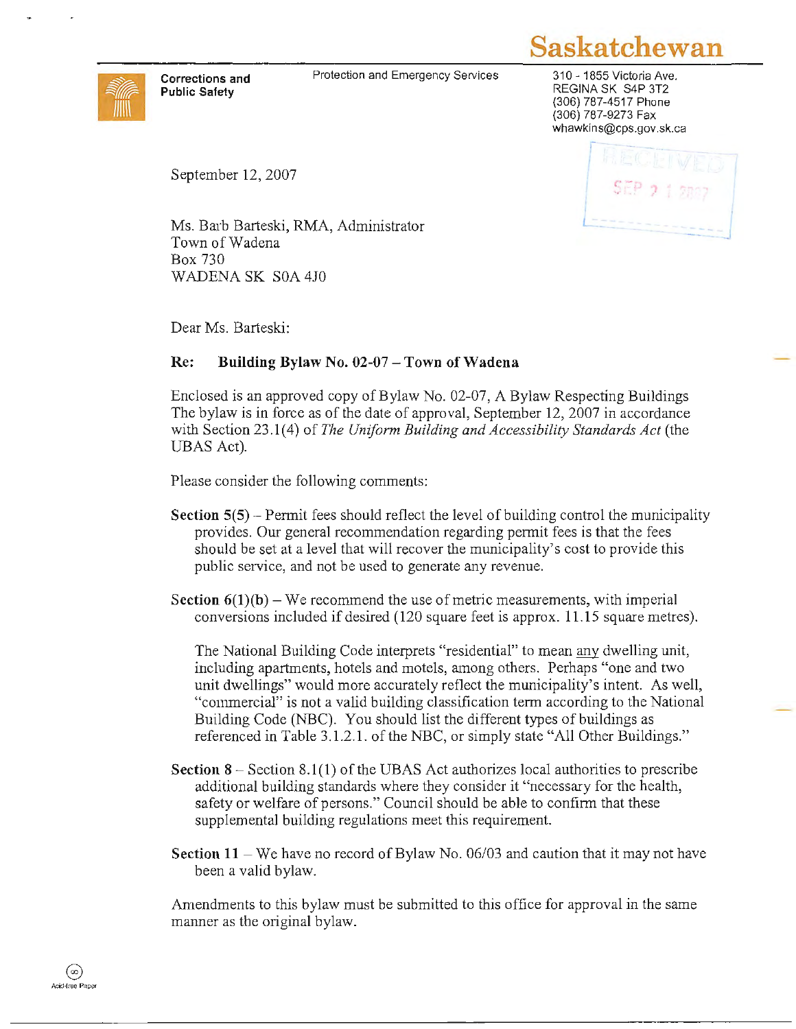Saskatchewan

**Corrections and Public Safety**

Protection and Emergency Services

310 - 1855 Victoria Ave.
REGINA SK S4P 3T2
(306) 787-4517 Phone
(306) 787-9273 Fax
whawkins@cps.gov.sk.ca

RECEIVED
SEP 2 1 2007

September 12, 2007

Ms. Barb Barteski, RMA, Administrator
Town of Wadena
Box 730
WADENA SK S0A 4J0

Dear Ms. Barteski:

**Re: Building Bylaw No. 02-07 – Town of Wadena**

Enclosed is an approved copy of Bylaw No. 02-07, A Bylaw Respecting Buildings The bylaw is in force as of the date of approval, September 12, 2007 in accordance with Section 23.1(4) of *The Uniform Building and Accessibility Standards Act* (the UBAS Act).

Please consider the following comments:

**Section 5(5)** – Permit fees should reflect the level of building control the municipality provides. Our general recommendation regarding permit fees is that the fees should be set at a level that will recover the municipality's cost to provide this public service, and not be used to generate any revenue.

**Section 6(1)(b)** – We recommend the use of metric measurements, with imperial conversions included if desired (120 square feet is approx. 11.15 square metres).

The National Building Code interprets "residential" to mean any dwelling unit, including apartments, hotels and motels, among others. Perhaps "one and two unit dwellings" would more accurately reflect the municipality's intent. As well, "commercial" is not a valid building classification term according to the National Building Code (NBC). You should list the different types of buildings as referenced in Table 3.1.2.1. of the NBC, or simply state "All Other Buildings."

**Section 8** – Section 8.1(1) of the UBAS Act authorizes local authorities to prescribe additional building standards where they consider it "necessary for the health, safety or welfare of persons." Council should be able to confirm that these supplemental building regulations meet this requirement.

**Section 11** – We have no record of Bylaw No. 06/03 and caution that it may not have been a valid bylaw.

Amendments to this bylaw must be submitted to this office for approval in the same manner as the original bylaw.

Acid-free Paper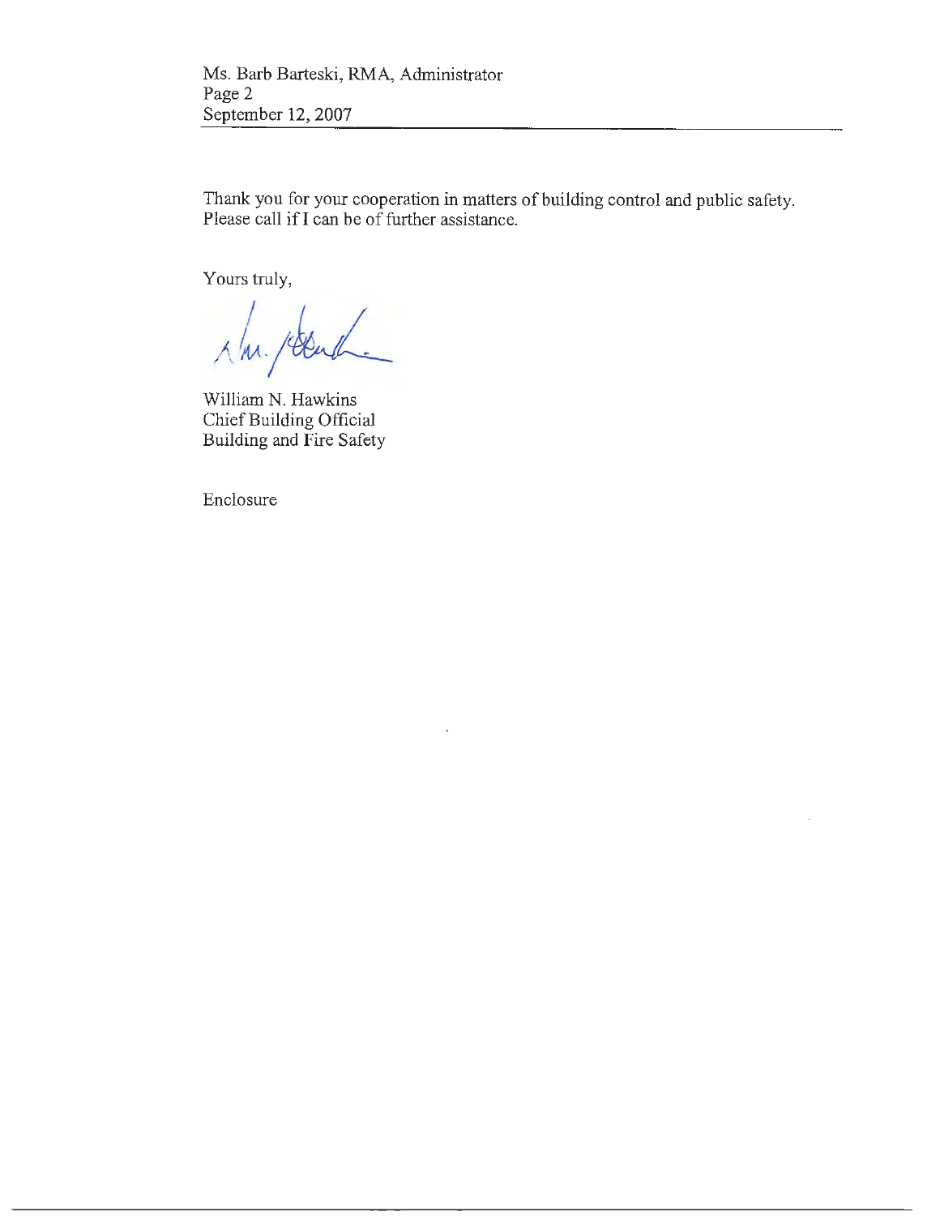Thank you for your cooperation in matters of building control and public safety. Please call if I can be of further assistance.

Yours truly,

William N. Hawkins
Chief Building Official
Building and Fire Safety

Enclosure